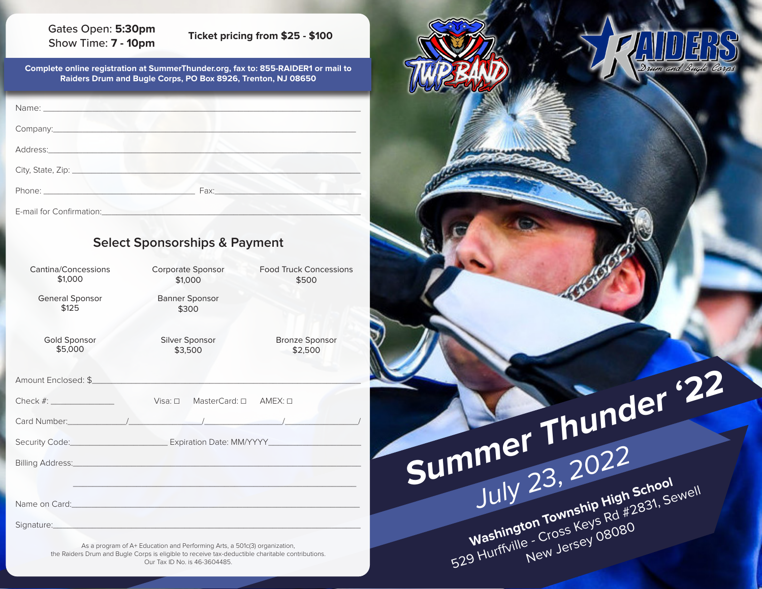Gates Open: **5:30pm**
Show Time: **7 - 10pm**

**Ticket pricing from $25 - $100**

**Complete online registration at SummerThunder.org, fax to: 855-RAIDER1 or mail to Raiders Drum and Bugle Corps, PO Box 8926, Trenton, NJ 08650**

Name: ______________________________

Company: ______________________________

Address: ______________________________

City, State, Zip: ______________________________

Phone: ______________________ Fax: ______________________

E-mail for Confirmation: ______________________________

## Select Sponsorships & Payment

| | | |
|---|---|---|
| Cantina/Concessions<br>$1,000 | Corporate Sponsor<br>$1,000 | Food Truck Concessions<br>$500 |
| General Sponsor<br>$125 | Banner Sponsor<br>$300 | |
| Gold Sponsor<br>$5,000 | Silver Sponsor<br>$3,500 | Bronze Sponsor<br>$2,500 |

Amount Enclosed: $______________________________

Check #: ____________ Visa: ☐ MasterCard: ☐ AMEX: ☐

Card Number: ________/________/________/________/

Security Code: ______________ Expiration Date: MM/YYYY______________

Billing Address: ______________________________

______________________________

Name on Card: ______________________________

Signature: ______________________________

As a program of A+ Education and Performing Arts, a 501c(3) organization, the Raiders Drum and Bugle Corps is eligible to receive tax-deductible charitable contributions. Our Tax ID No. is 46-3604485.

TWP BAND

RAIDERS Drum and Bugle Corps

# Summer Thunder '22

## July 23, 2022

**Washington Township High School**
529 Hurffville - Cross Keys Rd #2831, Sewell
New Jersey 08080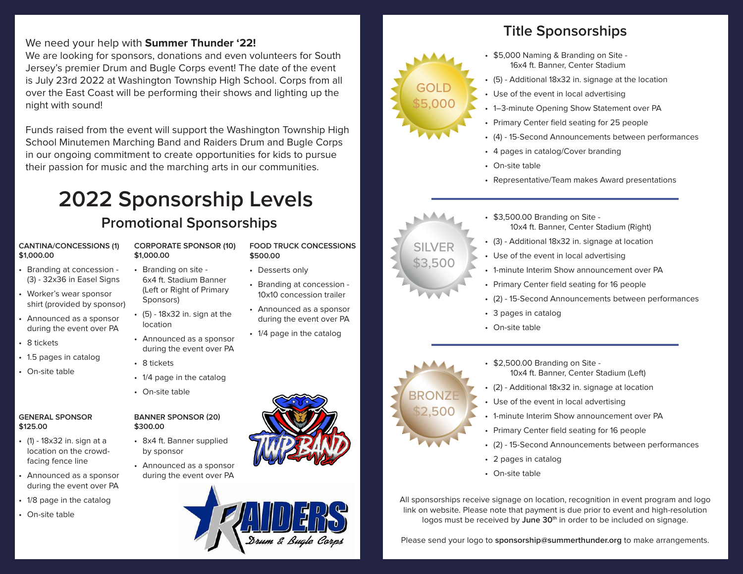We need your help with **Summer Thunder '22!**
We are looking for sponsors, donations and even volunteers for South Jersey's premier Drum and Bugle Corps event! The date of the event is July 23rd 2022 at Washington Township High School. Corps from all over the East Coast will be performing their shows and lighting up the night with sound!

Funds raised from the event will support the Washington Township High School Minutemen Marching Band and Raiders Drum and Bugle Corps in our ongoing commitment to create opportunities for kids to pursue their passion for music and the marching arts in our communities.

# 2022 Sponsorship Levels

## Promotional Sponsorships

**CANTINA/CONCESSIONS (1)**
**$1,000.00**

- Branding at concession - (3) - 32x36 in Easel Signs
- Worker's wear sponsor shirt (provided by sponsor)
- Announced as a sponsor during the event over PA
- 8 tickets
- 1.5 pages in catalog
- On-site table

**CORPORATE SPONSOR (10)**
**$1,000.00**

- Branding on site - 6x4 ft. Stadium Banner (Left or Right of Primary Sponsors)
- (5) - 18x32 in. sign at the location
- Announced as a sponsor during the event over PA
- 8 tickets
- 1/4 page in the catalog
- On-site table

**FOOD TRUCK CONCESSIONS**
**$500.00**

- Desserts only
- Branding at concession - 10x10 concession trailer
- Announced as a sponsor during the event over PA
- 1/4 page in the catalog

**GENERAL SPONSOR**
**$125.00**

- (1) - 18x32 in. sign at a location on the crowd-facing fence line
- Announced as a sponsor during the event over PA
- 1/8 page in the catalog
- On-site table

**BANNER SPONSOR (20)**
**$300.00**

- 8x4 ft. Banner supplied by sponsor
- Announced as a sponsor during the event over PA

## Title Sponsorships

**GOLD $5,000**

- $5,000 Naming & Branding on Site - 16x4 ft. Banner, Center Stadium
- (5) - Additional 18x32 in. signage at the location
- Use of the event in local advertising
- 1–3-minute Opening Show Statement over PA
- Primary Center field seating for 25 people
- (4) - 15-Second Announcements between performances
- 4 pages in catalog/Cover branding
- On-site table
- Representative/Team makes Award presentations

**SILVER $3,500**

- $3,500.00 Branding on Site - 10x4 ft. Banner, Center Stadium (Right)
- (3) - Additional 18x32 in. signage at location
- Use of the event in local advertising
- 1-minute Interim Show announcement over PA
- Primary Center field seating for 16 people
- (2) - 15-Second Announcements between performances
- 3 pages in catalog
- On-site table

**BRONZE $2,500**

- $2,500.00 Branding on Site - 10x4 ft. Banner, Center Stadium (Left)
- (2) - Additional 18x32 in. signage at location
- Use of the event in local advertising
- 1-minute Interim Show announcement over PA
- Primary Center field seating for 16 people
- (2) - 15-Second Announcements between performances
- 2 pages in catalog
- On-site table

All sponsorships receive signage on location, recognition in event program and logo link on website. Please note that payment is due prior to event and high-resolution logos must be received by **June 30th** in order to be included on signage.

Please send your logo to **sponsorship@summerthunder.org** to make arrangements.